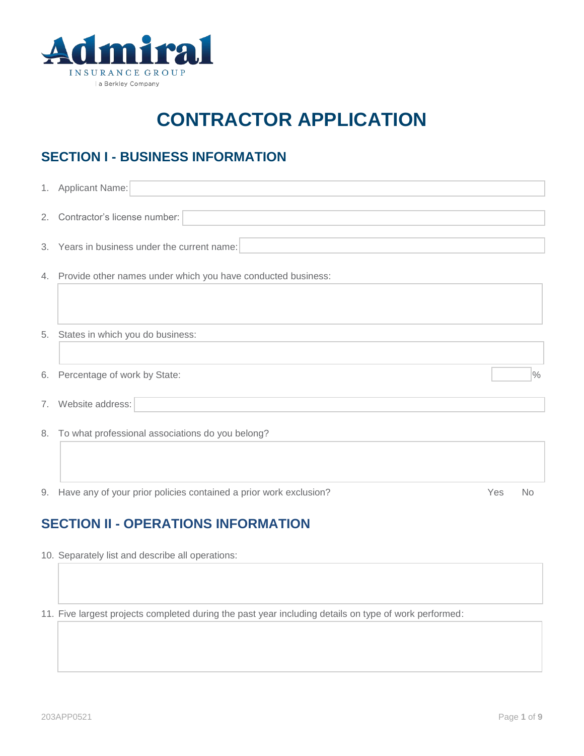Admiral
INSURANCE GROUP
a Berkley Company

# CONTRACTOR APPLICATION

## SECTION I - BUSINESS INFORMATION

1. Applicant Name:
2. Contractor's license number:
3. Years in business under the current name:
4. Provide other names under which you have conducted business:
5. States in which you do business:
6. Percentage of work by State: %
7. Website address:
8. To what professional associations do you belong?
9. Have any of your prior policies contained a prior work exclusion? Yes No

## SECTION II - OPERATIONS INFORMATION

10. Separately list and describe all operations:
11. Five largest projects completed during the past year including details on type of work performed:

203APP0521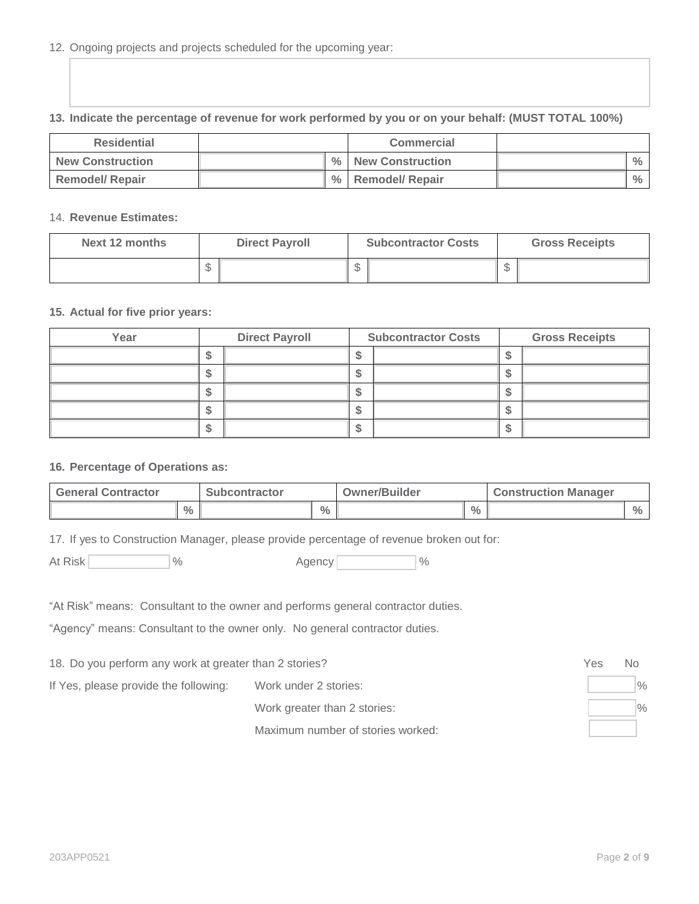12. Ongoing projects and projects scheduled for the upcoming year:

**13. Indicate the percentage of revenue for work performed by you or on your behalf: (MUST TOTAL 100%)**

| Residential | | Commercial | |
|---|---|---|---|
| **New Construction** | % | **New Construction** | % |
| **Remodel/ Repair** | % | **Remodel/ Repair** | % |

14. **Revenue Estimates:**

| Next 12 months | Direct Payroll | Subcontractor Costs | Gross Receipts |
|---|---|---|---|
| | $ | $ | $ |

**15. Actual for five prior years:**

| Year | Direct Payroll | Subcontractor Costs | Gross Receipts |
|---|---|---|---|
| | $ | $ | $ |
| | $ | $ | $ |
| | $ | $ | $ |
| | $ | $ | $ |
| | $ | $ | $ |

**16. Percentage of Operations as:**

| General Contractor | Subcontractor | Owner/Builder | Construction Manager |
|---|---|---|---|
| % | % | % | % |

17. If yes to Construction Manager, please provide percentage of revenue broken out for:

At Risk ______ %        Agency ______ %

"At Risk" means: Consultant to the owner and performs general contractor duties.

"Agency" means: Consultant to the owner only. No general contractor duties.

18. Do you perform any work at greater than 2 stories? Yes No

If Yes, please provide the following:

- Work under 2 stories: ______ %
- Work greater than 2 stories: ______ %
- Maximum number of stories worked: ______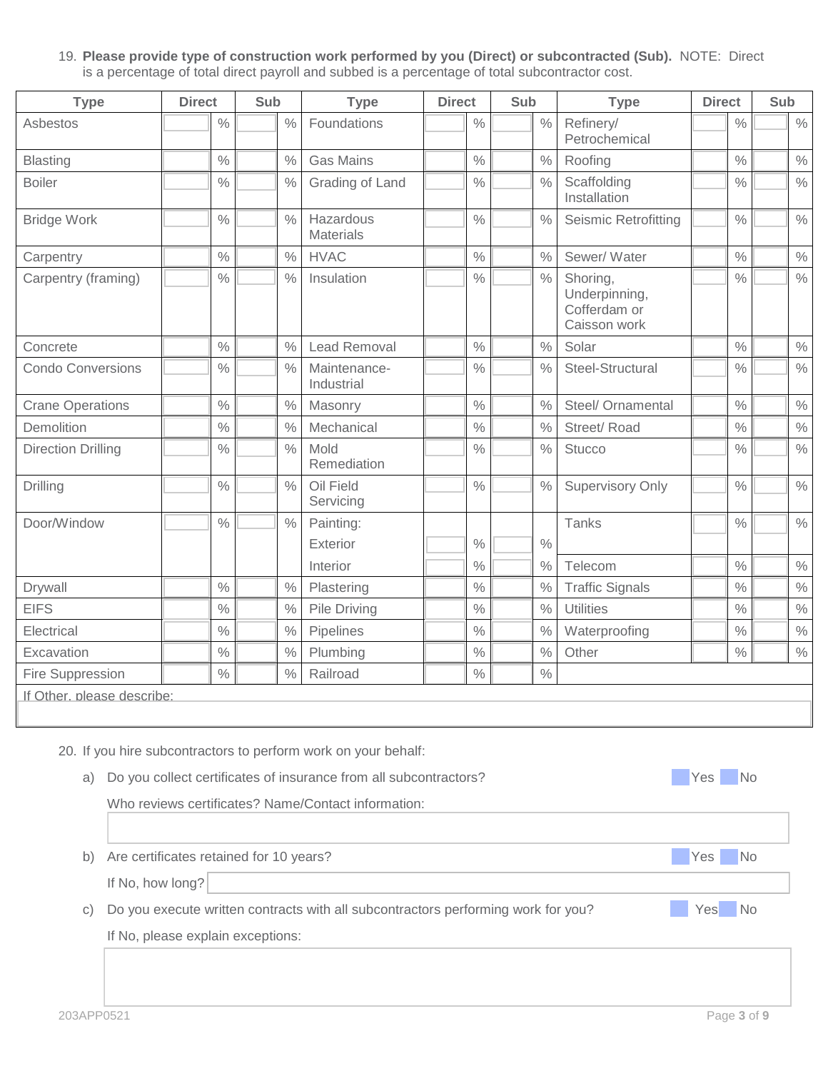19. **Please provide type of construction work performed by you (Direct) or subcontracted (Sub).** NOTE: Direct is a percentage of total direct payroll and subbed is a percentage of total subcontractor cost.

| Type | Direct | Sub | Type | Direct | Sub | Type | Direct | Sub |
|---|---|---|---|---|---|---|---|---|
| Asbestos | % | % | Foundations | % | % | Refinery/ Petrochemical | % | % |
| Blasting | % | % | Gas Mains | % | % | Roofing | % | % |
| Boiler | % | % | Grading of Land | % | % | Scaffolding Installation | % | % |
| Bridge Work | % | % | Hazardous Materials | % | % | Seismic Retrofitting | % | % |
| Carpentry | % | % | HVAC | % | % | Sewer/ Water | % | % |
| Carpentry (framing) | % | % | Insulation | % | % | Shoring, Underpinning, Cofferdam or Caisson work | % | % |
| Concrete | % | % | Lead Removal | % | % | Solar | % | % |
| Condo Conversions | % | % | Maintenance-Industrial | % | % | Steel-Structural | % | % |
| Crane Operations | % | % | Masonry | % | % | Steel/ Ornamental | % | % |
| Demolition | % | % | Mechanical | % | % | Street/ Road | % | % |
| Direction Drilling | % | % | Mold Remediation | % | % | Stucco | % | % |
| Drilling | % | % | Oil Field Servicing | % | % | Supervisory Only | % | % |
| Door/Window | % | % | Painting: | | | Tanks | % | % |
| | | | Exterior | % | % | | | |
| | | | Interior | % | % | Telecom | % | % |
| Drywall | % | % | Plastering | % | % | Traffic Signals | % | % |
| EIFS | % | % | Pile Driving | % | % | Utilities | % | % |
| Electrical | % | % | Pipelines | % | % | Waterproofing | % | % |
| Excavation | % | % | Plumbing | % | % | Other | % | % |
| Fire Suppression | % | % | Railroad | % | % | | | |

If Other, please describe:

20. If you hire subcontractors to perform work on your behalf:

   a) Do you collect certificates of insurance from all subcontractors? Yes No

      Who reviews certificates? Name/Contact information:

   b) Are certificates retained for 10 years? Yes No

      If No, how long?

   c) Do you execute written contracts with all subcontractors performing work for you? Yes No

      If No, please explain exceptions:

203APP0521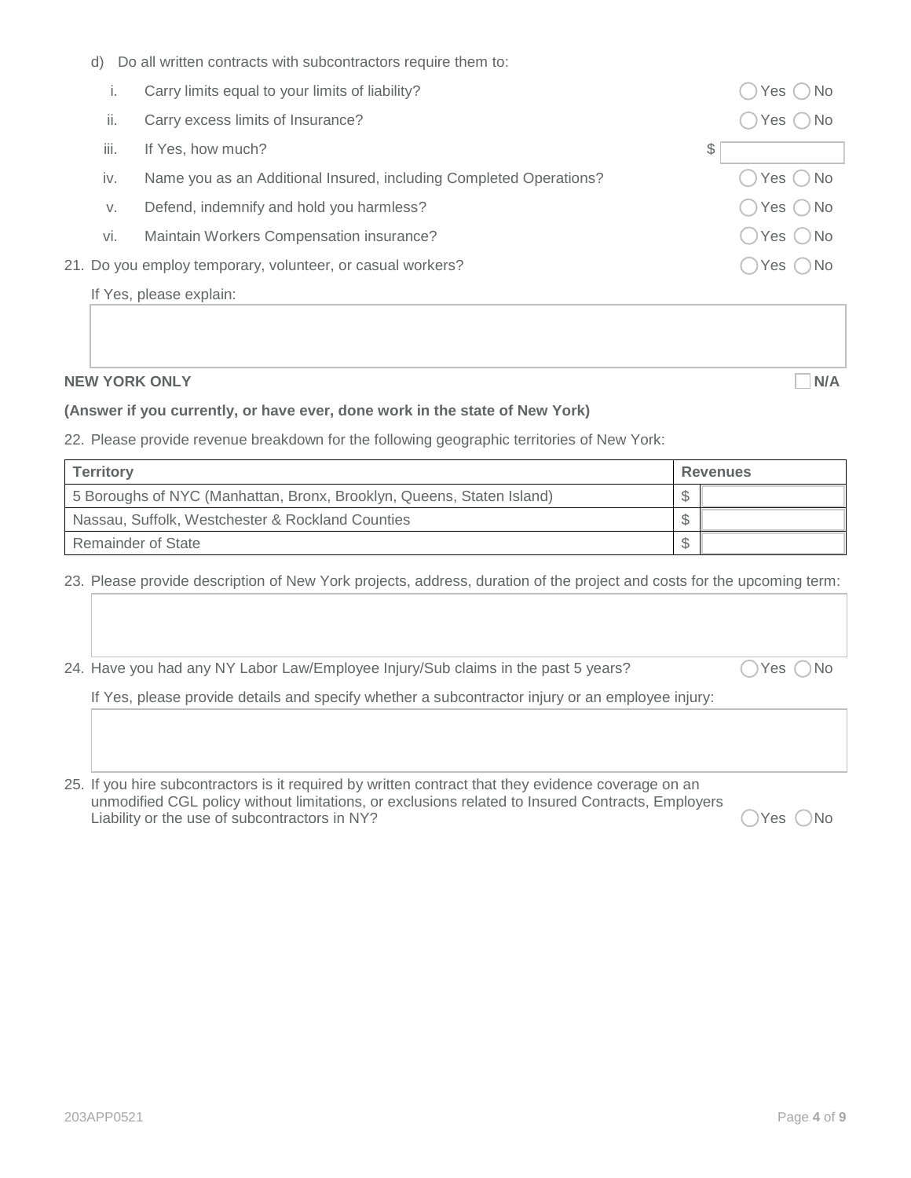d) Do all written contracts with subcontractors require them to:

i. Carry limits equal to your limits of liability? ◯ Yes ◯ No

ii. Carry excess limits of Insurance? ◯ Yes ◯ No

iii. If Yes, how much? $

iv. Name you as an Additional Insured, including Completed Operations? ◯ Yes ◯ No

v. Defend, indemnify and hold you harmless? ◯ Yes ◯ No

vi. Maintain Workers Compensation insurance? ◯ Yes ◯ No

21. Do you employ temporary, volunteer, or casual workers? ◯ Yes ◯ No

If Yes, please explain:

**NEW YORK ONLY** ☐ **N/A**

**(Answer if you currently, or have ever, done work in the state of New York)**

22. Please provide revenue breakdown for the following geographic territories of New York:

| Territory | Revenues |
|---|---|
| 5 Boroughs of NYC (Manhattan, Bronx, Brooklyn, Queens, Staten Island) | $ |
| Nassau, Suffolk, Westchester & Rockland Counties | $ |
| Remainder of State | $ |

23. Please provide description of New York projects, address, duration of the project and costs for the upcoming term:

24. Have you had any NY Labor Law/Employee Injury/Sub claims in the past 5 years? ◯ Yes ◯ No

If Yes, please provide details and specify whether a subcontractor injury or an employee injury:

25. If you hire subcontractors is it required by written contract that they evidence coverage on an unmodified CGL policy without limitations, or exclusions related to Insured Contracts, Employers Liability or the use of subcontractors in NY? ◯ Yes ◯ No

203APP0521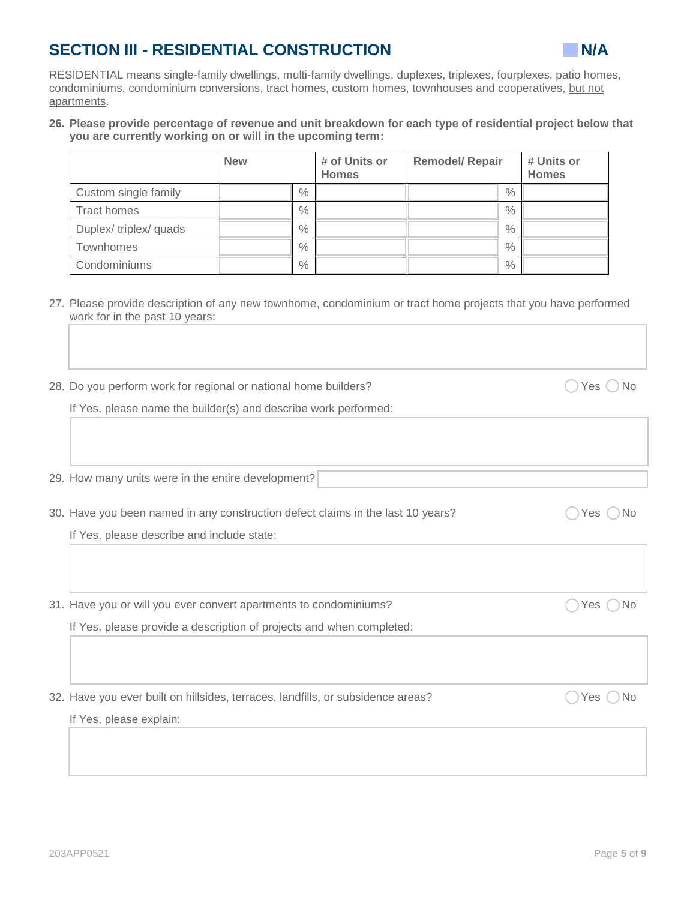## SECTION III - RESIDENTIAL CONSTRUCTION ☐ N/A

RESIDENTIAL means single-family dwellings, multi-family dwellings, duplexes, triplexes, fourplexes, patio homes, condominiums, condominium conversions, tract homes, custom homes, townhouses and cooperatives, but not apartments.

**26. Please provide percentage of revenue and unit breakdown for each type of residential project below that you are currently working on or will in the upcoming term:**

| | New | # of Units or Homes | Remodel/ Repair | # Units or Homes |
|---|---|---|---|---|
| Custom single family | % | | % | |
| Tract homes | % | | % | |
| Duplex/ triplex/ quads | % | | % | |
| Townhomes | % | | % | |
| Condominiums | % | | % | |

27. Please provide description of any new townhome, condominium or tract home projects that you have performed work for in the past 10 years:

28. Do you perform work for regional or national home builders? ◯ Yes ◯ No

If Yes, please name the builder(s) and describe work performed:

29. How many units were in the entire development?

30. Have you been named in any construction defect claims in the last 10 years? ◯ Yes ◯ No

If Yes, please describe and include state:

31. Have you or will you ever convert apartments to condominiums? ◯ Yes ◯ No

If Yes, please provide a description of projects and when completed:

32. Have you ever built on hillsides, terraces, landfills, or subsidence areas? ◯ Yes ◯ No

If Yes, please explain: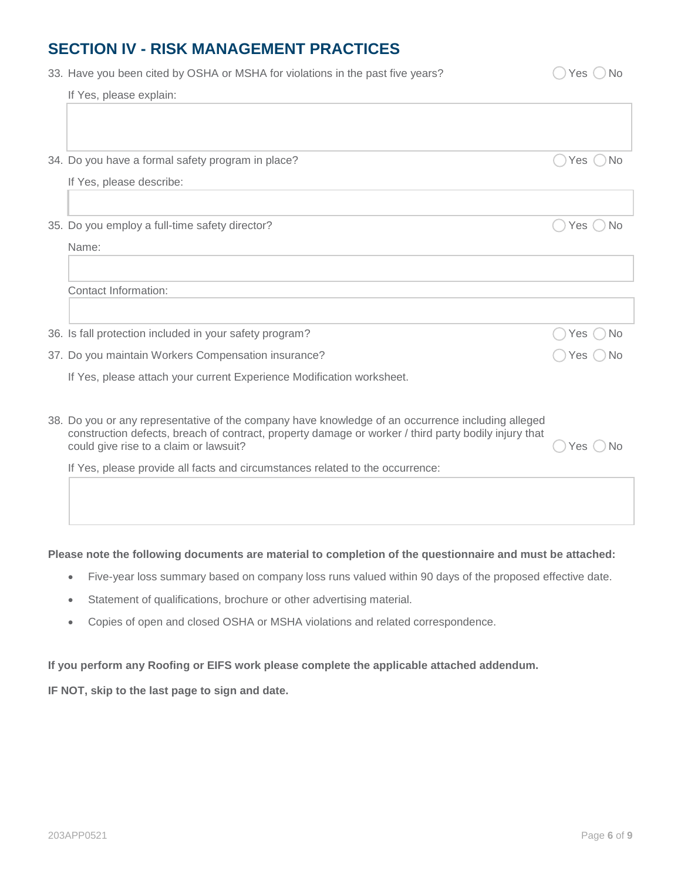## SECTION IV - RISK MANAGEMENT PRACTICES

33. Have you been cited by OSHA or MSHA for violations in the past five years? ◯ Yes ◯ No

    If Yes, please explain:

34. Do you have a formal safety program in place? ◯ Yes ◯ No

    If Yes, please describe:

35. Do you employ a full-time safety director? ◯ Yes ◯ No

    Name:

    Contact Information:

36. Is fall protection included in your safety program? ◯ Yes ◯ No

37. Do you maintain Workers Compensation insurance? ◯ Yes ◯ No

    If Yes, please attach your current Experience Modification worksheet.

38. Do you or any representative of the company have knowledge of an occurrence including alleged construction defects, breach of contract, property damage or worker / third party bodily injury that could give rise to a claim or lawsuit? ◯ Yes ◯ No

    If Yes, please provide all facts and circumstances related to the occurrence:

**Please note the following documents are material to completion of the questionnaire and must be attached:**

- Five-year loss summary based on company loss runs valued within 90 days of the proposed effective date.
- Statement of qualifications, brochure or other advertising material.
- Copies of open and closed OSHA or MSHA violations and related correspondence.

**If you perform any Roofing or EIFS work please complete the applicable attached addendum.**

**IF NOT, skip to the last page to sign and date.**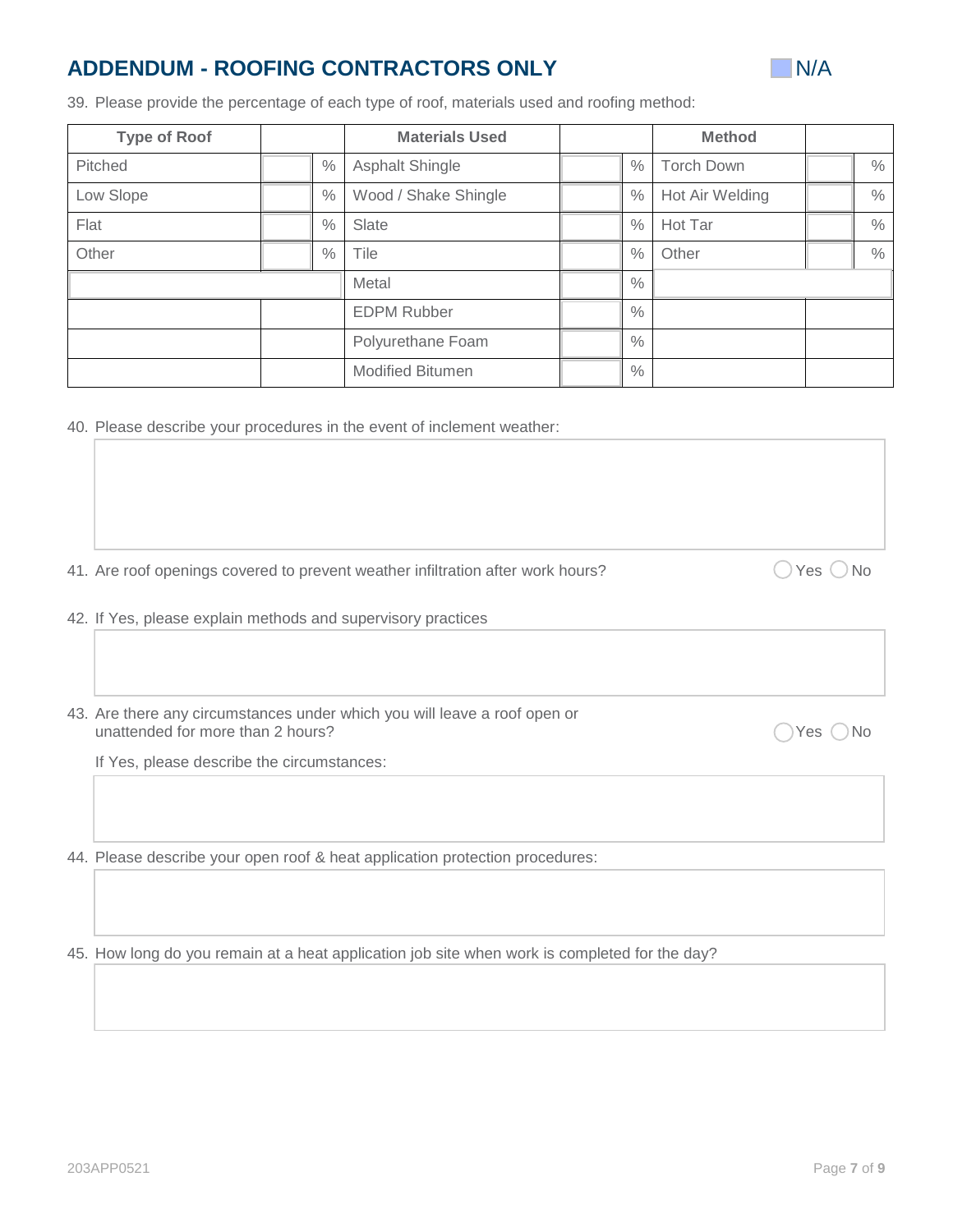## ADDENDUM - ROOFING CONTRACTORS ONLY

☐ N/A

39. Please provide the percentage of each type of roof, materials used and roofing method:

| Type of Roof | | Materials Used | | Method | |
|---|---|---|---|---|---|
| Pitched | % | Asphalt Shingle | % | Torch Down | % |
| Low Slope | % | Wood / Shake Shingle | % | Hot Air Welding | % |
| Flat | % | Slate | % | Hot Tar | % |
| Other | % | Tile | % | Other | % |
| | | Metal | % | | |
| | | EDPM Rubber | % | | |
| | | Polyurethane Foam | % | | |
| | | Modified Bitumen | % | | |

40. Please describe your procedures in the event of inclement weather:

41. Are roof openings covered to prevent weather infiltration after work hours? ◯ Yes ◯ No

42. If Yes, please explain methods and supervisory practices

43. Are there any circumstances under which you will leave a roof open or unattended for more than 2 hours? ◯ Yes ◯ No

If Yes, please describe the circumstances:

44. Please describe your open roof & heat application protection procedures:

45. How long do you remain at a heat application job site when work is completed for the day?

203APP0521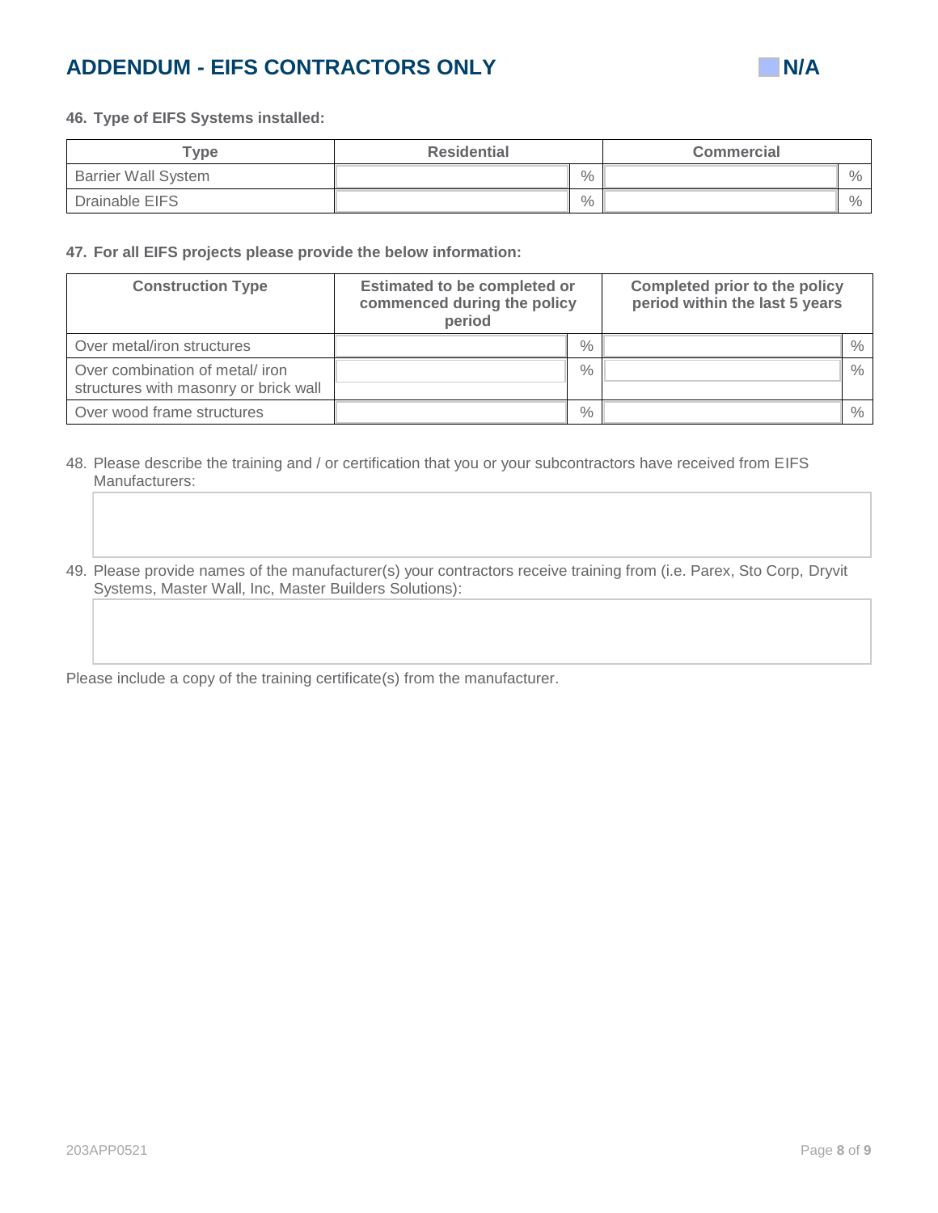## ADDENDUM - EIFS CONTRACTORS ONLY

☐ N/A

**46. Type of EIFS Systems installed:**

| Type | Residential | | Commercial | |
|---|---|---|---|---|
| Barrier Wall System | | % | | % |
| Drainable EIFS | | % | | % |

**47. For all EIFS projects please provide the below information:**

| Construction Type | Estimated to be completed or commenced during the policy period | | Completed prior to the policy period within the last 5 years | |
|---|---|---|---|---|
| Over metal/iron structures | | % | | % |
| Over combination of metal/ iron structures with masonry or brick wall | | % | | % |
| Over wood frame structures | | % | | % |

48. Please describe the training and / or certification that you or your subcontractors have received from EIFS Manufacturers:

49. Please provide names of the manufacturer(s) your contractors receive training from (i.e. Parex, Sto Corp, Dryvit Systems, Master Wall, Inc, Master Builders Solutions):

Please include a copy of the training certificate(s) from the manufacturer.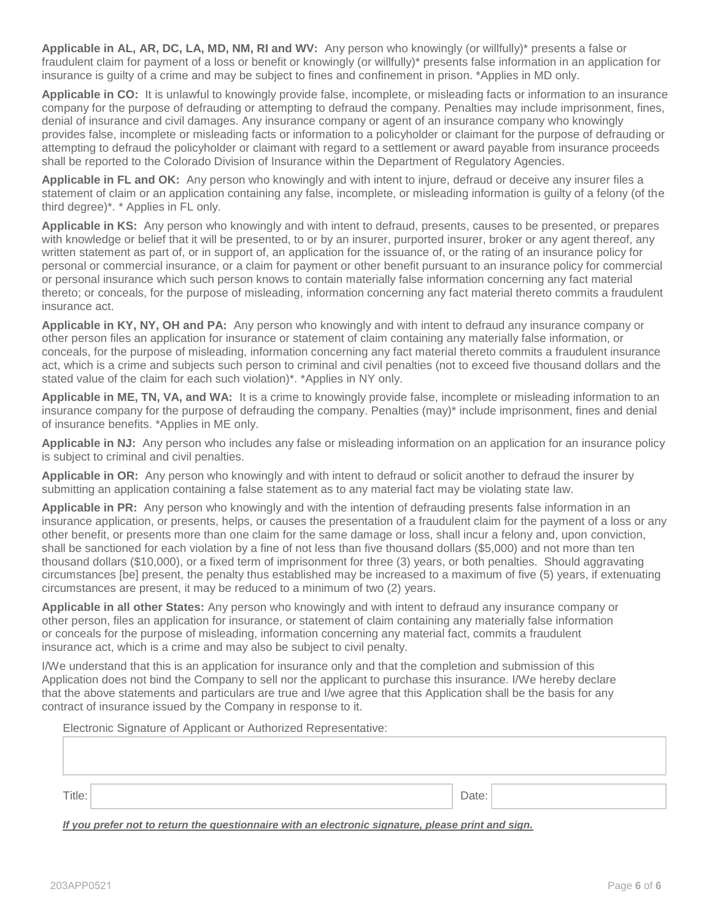**Applicable in AL, AR, DC, LA, MD, NM, RI and WV:** Any person who knowingly (or willfully)* presents a false or fraudulent claim for payment of a loss or benefit or knowingly (or willfully)* presents false information in an application for insurance is guilty of a crime and may be subject to fines and confinement in prison. *Applies in MD only.

**Applicable in CO:** It is unlawful to knowingly provide false, incomplete, or misleading facts or information to an insurance company for the purpose of defrauding or attempting to defraud the company. Penalties may include imprisonment, fines, denial of insurance and civil damages. Any insurance company or agent of an insurance company who knowingly provides false, incomplete or misleading facts or information to a policyholder or claimant for the purpose of defrauding or attempting to defraud the policyholder or claimant with regard to a settlement or award payable from insurance proceeds shall be reported to the Colorado Division of Insurance within the Department of Regulatory Agencies.

**Applicable in FL and OK:** Any person who knowingly and with intent to injure, defraud or deceive any insurer files a statement of claim or an application containing any false, incomplete, or misleading information is guilty of a felony (of the third degree)*. * Applies in FL only.

**Applicable in KS:** Any person who knowingly and with intent to defraud, presents, causes to be presented, or prepares with knowledge or belief that it will be presented, to or by an insurer, purported insurer, broker or any agent thereof, any written statement as part of, or in support of, an application for the issuance of, or the rating of an insurance policy for personal or commercial insurance, or a claim for payment or other benefit pursuant to an insurance policy for commercial or personal insurance which such person knows to contain materially false information concerning any fact material thereto; or conceals, for the purpose of misleading, information concerning any fact material thereto commits a fraudulent insurance act.

**Applicable in KY, NY, OH and PA:** Any person who knowingly and with intent to defraud any insurance company or other person files an application for insurance or statement of claim containing any materially false information, or conceals, for the purpose of misleading, information concerning any fact material thereto commits a fraudulent insurance act, which is a crime and subjects such person to criminal and civil penalties (not to exceed five thousand dollars and the stated value of the claim for each such violation)*. *Applies in NY only.

**Applicable in ME, TN, VA, and WA:** It is a crime to knowingly provide false, incomplete or misleading information to an insurance company for the purpose of defrauding the company. Penalties (may)* include imprisonment, fines and denial of insurance benefits. *Applies in ME only.

**Applicable in NJ:** Any person who includes any false or misleading information on an application for an insurance policy is subject to criminal and civil penalties.

**Applicable in OR:** Any person who knowingly and with intent to defraud or solicit another to defraud the insurer by submitting an application containing a false statement as to any material fact may be violating state law.

**Applicable in PR:** Any person who knowingly and with the intention of defrauding presents false information in an insurance application, or presents, helps, or causes the presentation of a fraudulent claim for the payment of a loss or any other benefit, or presents more than one claim for the same damage or loss, shall incur a felony and, upon conviction, shall be sanctioned for each violation by a fine of not less than five thousand dollars ($5,000) and not more than ten thousand dollars ($10,000), or a fixed term of imprisonment for three (3) years, or both penalties. Should aggravating circumstances [be] present, the penalty thus established may be increased to a maximum of five (5) years, if extenuating circumstances are present, it may be reduced to a minimum of two (2) years.

**Applicable in all other States:** Any person who knowingly and with intent to defraud any insurance company or other person, files an application for insurance, or statement of claim containing any materially false information or conceals for the purpose of misleading, information concerning any material fact, commits a fraudulent insurance act, which is a crime and may also be subject to civil penalty.

I/We understand that this is an application for insurance only and that the completion and submission of this Application does not bind the Company to sell nor the applicant to purchase this insurance. I/We hereby declare that the above statements and particulars are true and I/we agree that this Application shall be the basis for any contract of insurance issued by the Company in response to it.

Electronic Signature of Applicant or Authorized Representative: ______________________

Title: ______________________ Date: ______________________

***If you prefer not to return the questionnaire with an electronic signature, please print and sign.***

203APP0521